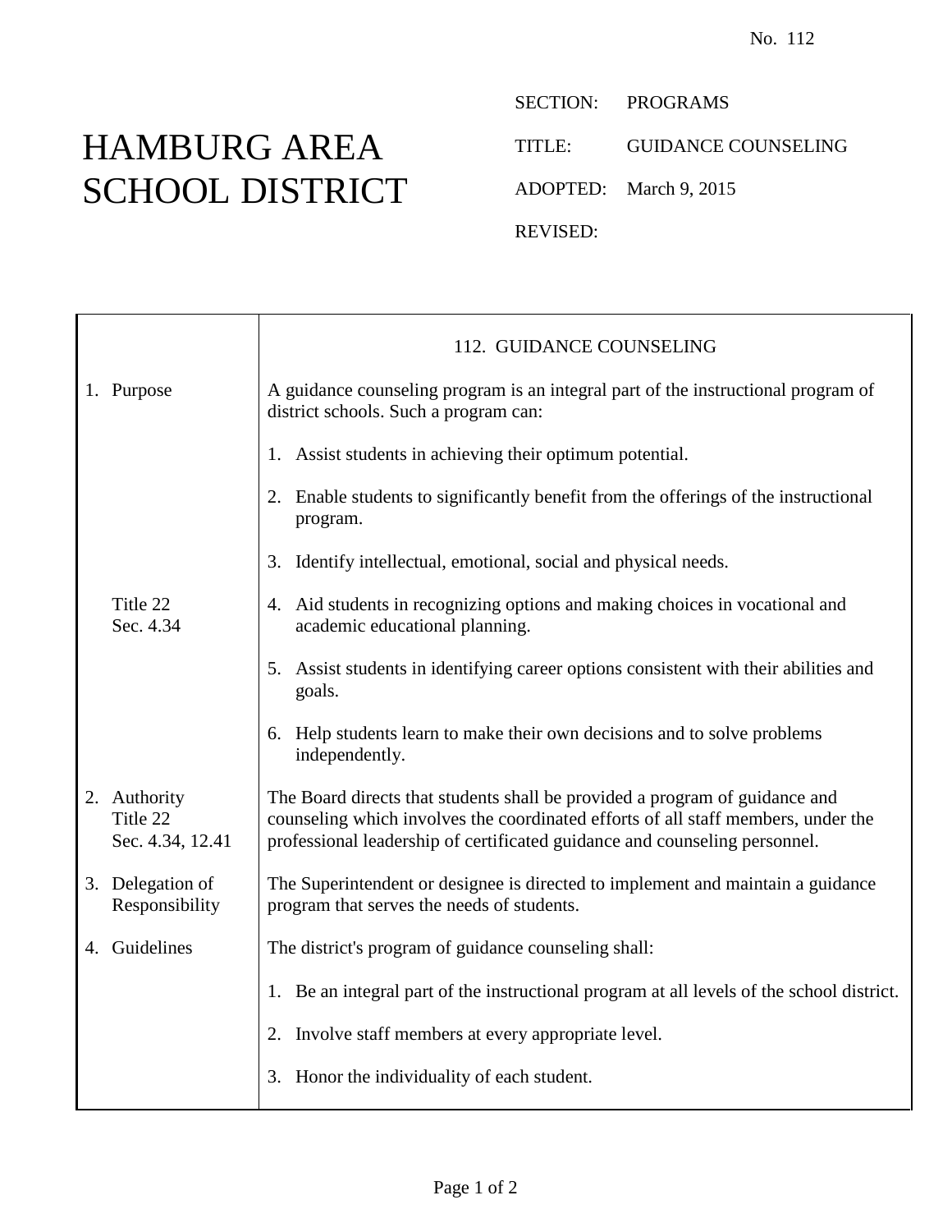No. 112

# HAMBURG AREA SCHOOL DISTRICT

SECTION: PROGRAMS

TITLE: GUIDANCE COUNSELING

ADOPTED: March 9, 2015

REVISED:

## 112. GUIDANCE COUNSELING

**1. Purpose**

A guidance counseling program is an integral part of the instructional program of district schools. Such a program can:

1. Assist students in achieving their optimum potential.
2. Enable students to significantly benefit from the offerings of the instructional program.
3. Identify intellectual, emotional, social and physical needs.
4. Aid students in recognizing options and making choices in vocational and academic educational planning. (Title 22 Sec. 4.34)
5. Assist students in identifying career options consistent with their abilities and goals.
6. Help students learn to make their own decisions and to solve problems independently.

**2. Authority**
Title 22 Sec. 4.34, 12.41

The Board directs that students shall be provided a program of guidance and counseling which involves the coordinated efforts of all staff members, under the professional leadership of certificated guidance and counseling personnel.

**3. Delegation of Responsibility**

The Superintendent or designee is directed to implement and maintain a guidance program that serves the needs of students.

**4. Guidelines**

The district's program of guidance counseling shall:

1. Be an integral part of the instructional program at all levels of the school district.
2. Involve staff members at every appropriate level.
3. Honor the individuality of each student.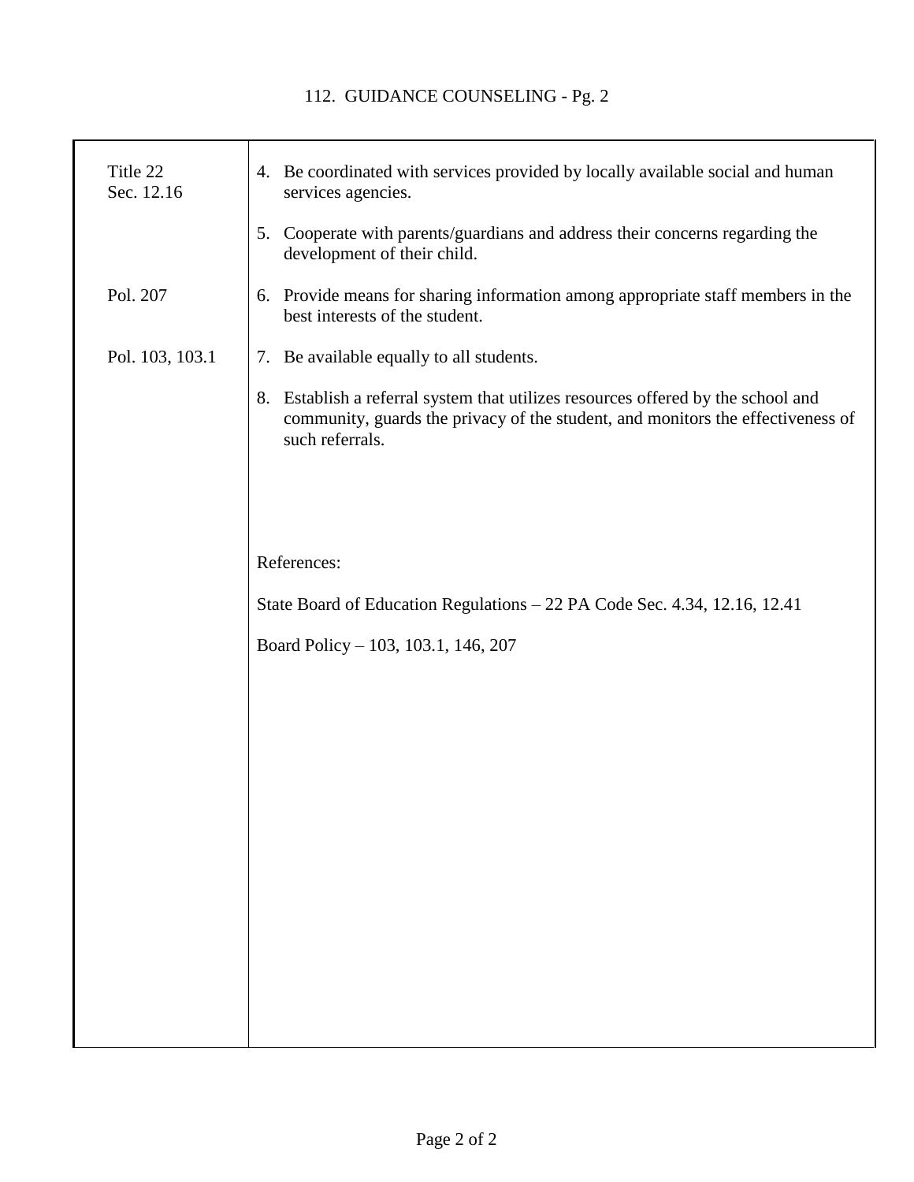| | |
|---|---|
| Title 22 Sec. 12.16 | 4. Be coordinated with services provided by locally available social and human services agencies. |
| | 5. Cooperate with parents/guardians and address their concerns regarding the development of their child. |
| Pol. 207 | 6. Provide means for sharing information among appropriate staff members in the best interests of the student. |
| Pol. 103, 103.1 | 7. Be available equally to all students. |
| | 8. Establish a referral system that utilizes resources offered by the school and community, guards the privacy of the student, and monitors the effectiveness of such referrals. |

References:

State Board of Education Regulations – 22 PA Code Sec. 4.34, 12.16, 12.41

Board Policy – 103, 103.1, 146, 207